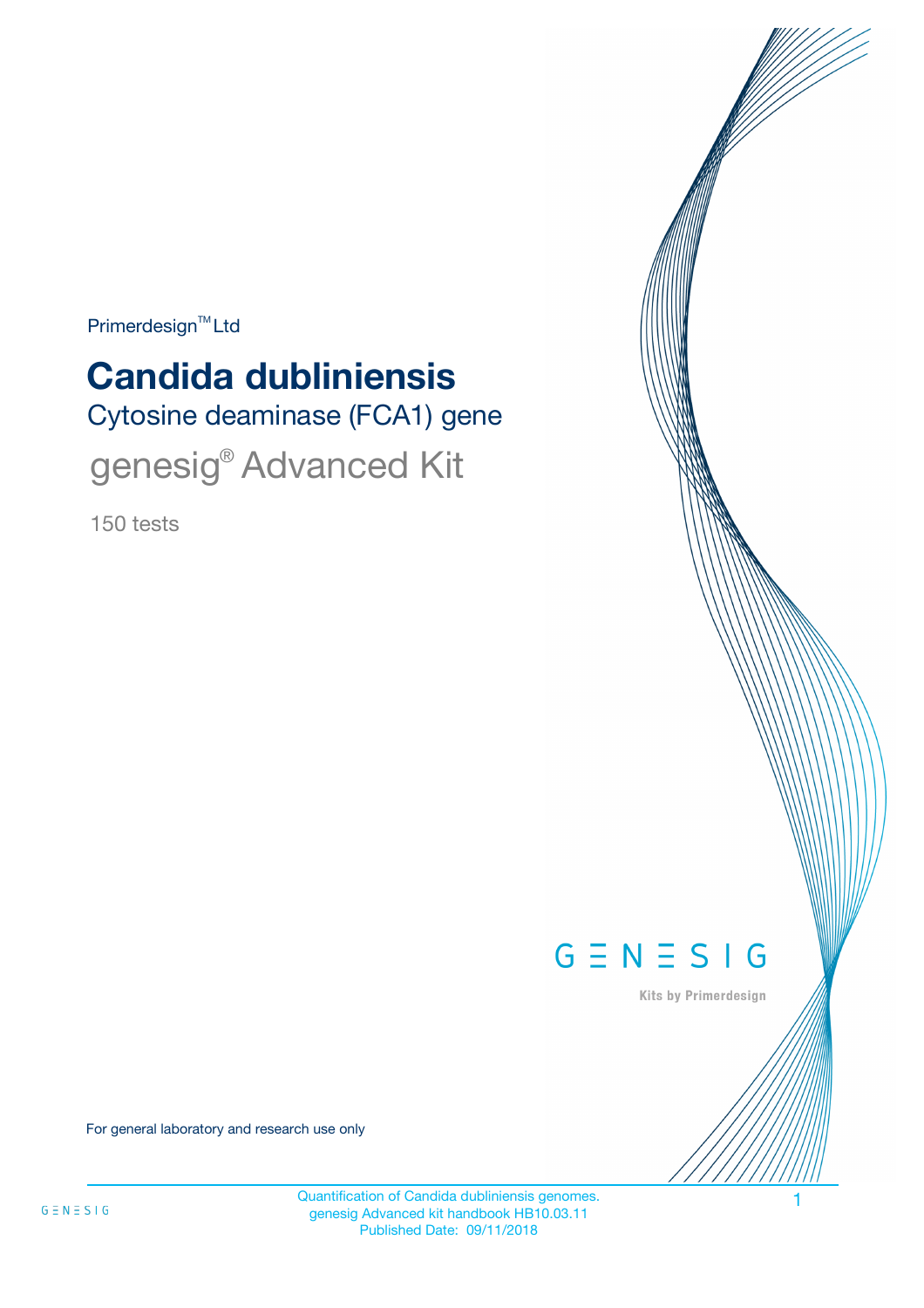Primerdesign™ Ltd

# Candida dubliniensis

## Cytosine deaminase (FCA1) gene

## genesig® Advanced Kit

150 tests

GENESIG

Kits by Primerdesign

For general laboratory and research use only

Quantification of Candida dubliniensis genomes.
genesig Advanced kit handbook HB10.03.11
Published Date: 09/11/2018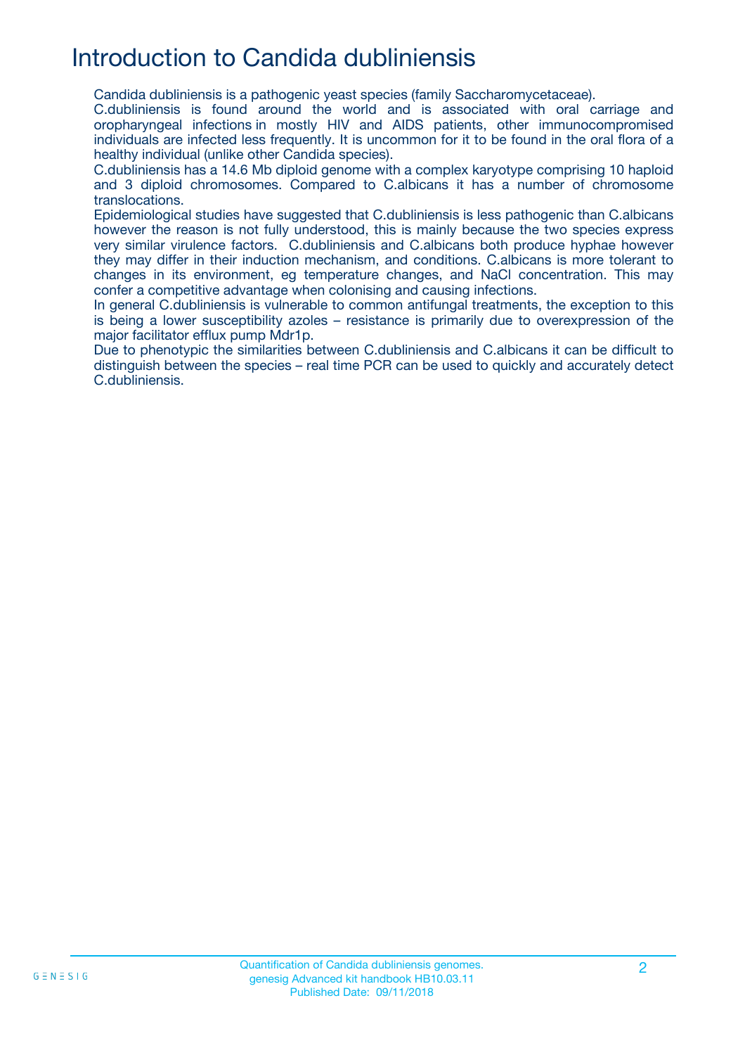# Introduction to Candida dubliniensis

Candida dubliniensis is a pathogenic yeast species (family Saccharomycetaceae).

C.dubliniensis is found around the world and is associated with oral carriage and oropharyngeal infections in mostly HIV and AIDS patients, other immunocompromised individuals are infected less frequently. It is uncommon for it to be found in the oral flora of a healthy individual (unlike other Candida species).

C.dubliniensis has a 14.6 Mb diploid genome with a complex karyotype comprising 10 haploid and 3 diploid chromosomes. Compared to C.albicans it has a number of chromosome translocations.

Epidemiological studies have suggested that C.dubliniensis is less pathogenic than C.albicans however the reason is not fully understood, this is mainly because the two species express very similar virulence factors. C.dubliniensis and C.albicans both produce hyphae however they may differ in their induction mechanism, and conditions. C.albicans is more tolerant to changes in its environment, eg temperature changes, and NaCl concentration. This may confer a competitive advantage when colonising and causing infections.

In general C.dubliniensis is vulnerable to common antifungal treatments, the exception to this is being a lower susceptibility azoles – resistance is primarily due to overexpression of the major facilitator efflux pump Mdr1p.

Due to phenotypic the similarities between C.dubliniensis and C.albicans it can be difficult to distinguish between the species – real time PCR can be used to quickly and accurately detect C.dubliniensis.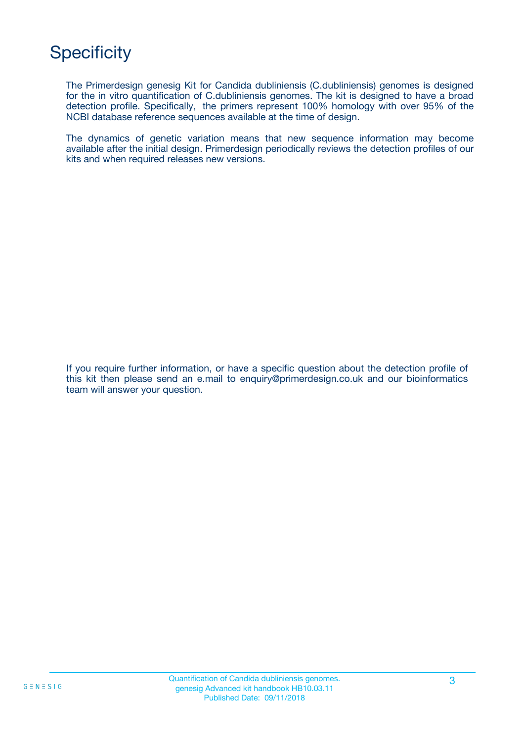# Specificity

The Primerdesign genesig Kit for Candida dubliniensis (C.dubliniensis) genomes is designed for the in vitro quantification of C.dubliniensis genomes. The kit is designed to have a broad detection profile. Specifically, the primers represent 100% homology with over 95% of the NCBI database reference sequences available at the time of design.

The dynamics of genetic variation means that new sequence information may become available after the initial design. Primerdesign periodically reviews the detection profiles of our kits and when required releases new versions.

If you require further information, or have a specific question about the detection profile of this kit then please send an e.mail to enquiry@primerdesign.co.uk and our bioinformatics team will answer your question.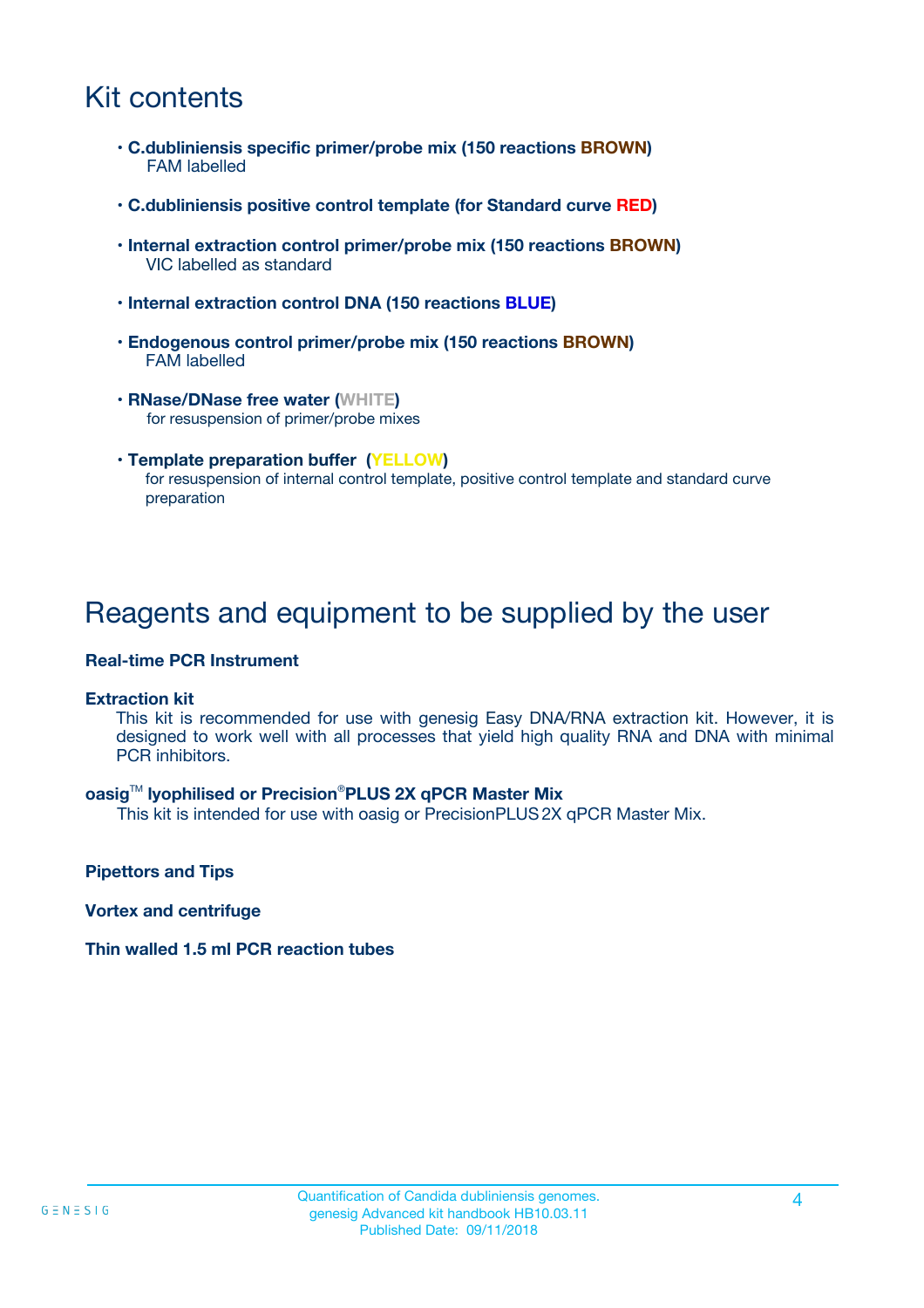## Kit contents

- **C.dubliniensis specific primer/probe mix (150 reactions BROWN)**
  FAM labelled
- **C.dubliniensis positive control template (for Standard curve RED)**
- **Internal extraction control primer/probe mix (150 reactions BROWN)**
  VIC labelled as standard
- **Internal extraction control DNA (150 reactions BLUE)**
- **Endogenous control primer/probe mix (150 reactions BROWN)**
  FAM labelled
- **RNase/DNase free water (WHITE)**
  for resuspension of primer/probe mixes
- **Template preparation buffer (YELLOW)**
  for resuspension of internal control template, positive control template and standard curve preparation

## Reagents and equipment to be supplied by the user

**Real-time PCR Instrument**

**Extraction kit**

This kit is recommended for use with genesig Easy DNA/RNA extraction kit. However, it is designed to work well with all processes that yield high quality RNA and DNA with minimal PCR inhibitors.

**oasig™ lyophilised or Precision®PLUS 2X qPCR Master Mix**

This kit is intended for use with oasig or PrecisionPLUS 2X qPCR Master Mix.

**Pipettors and Tips**

**Vortex and centrifuge**

**Thin walled 1.5 ml PCR reaction tubes**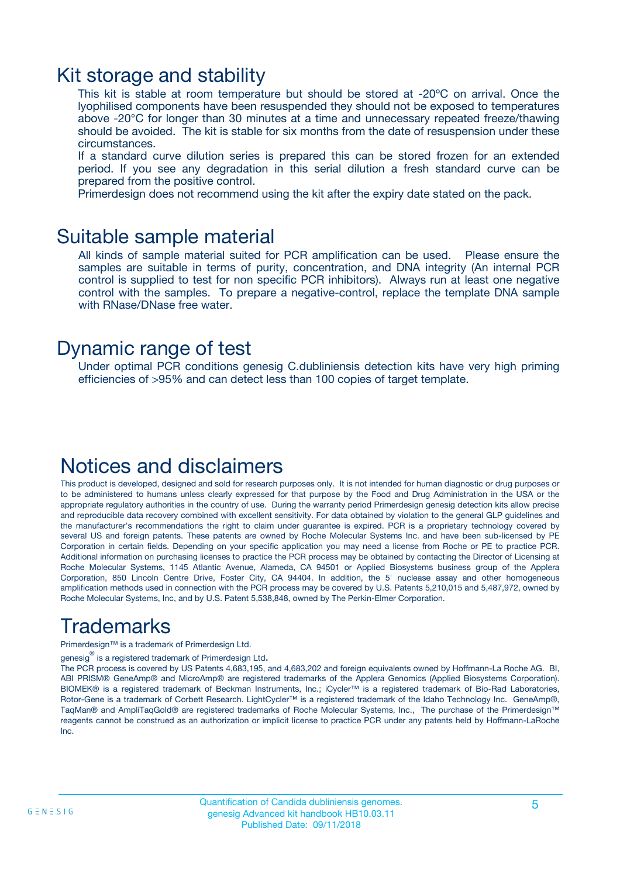## Kit storage and stability

This kit is stable at room temperature but should be stored at -20ºC on arrival. Once the lyophilised components have been resuspended they should not be exposed to temperatures above -20°C for longer than 30 minutes at a time and unnecessary repeated freeze/thawing should be avoided. The kit is stable for six months from the date of resuspension under these circumstances.

If a standard curve dilution series is prepared this can be stored frozen for an extended period. If you see any degradation in this serial dilution a fresh standard curve can be prepared from the positive control.

Primerdesign does not recommend using the kit after the expiry date stated on the pack.

## Suitable sample material

All kinds of sample material suited for PCR amplification can be used. Please ensure the samples are suitable in terms of purity, concentration, and DNA integrity (An internal PCR control is supplied to test for non specific PCR inhibitors). Always run at least one negative control with the samples. To prepare a negative-control, replace the template DNA sample with RNase/DNase free water.

## Dynamic range of test

Under optimal PCR conditions genesig C.dubliniensis detection kits have very high priming efficiencies of >95% and can detect less than 100 copies of target template.

## Notices and disclaimers

This product is developed, designed and sold for research purposes only. It is not intended for human diagnostic or drug purposes or to be administered to humans unless clearly expressed for that purpose by the Food and Drug Administration in the USA or the appropriate regulatory authorities in the country of use. During the warranty period Primerdesign genesig detection kits allow precise and reproducible data recovery combined with excellent sensitivity. For data obtained by violation to the general GLP guidelines and the manufacturer's recommendations the right to claim under guarantee is expired. PCR is a proprietary technology covered by several US and foreign patents. These patents are owned by Roche Molecular Systems Inc. and have been sub-licensed by PE Corporation in certain fields. Depending on your specific application you may need a license from Roche or PE to practice PCR. Additional information on purchasing licenses to practice the PCR process may be obtained by contacting the Director of Licensing at Roche Molecular Systems, 1145 Atlantic Avenue, Alameda, CA 94501 or Applied Biosystems business group of the Applera Corporation, 850 Lincoln Centre Drive, Foster City, CA 94404. In addition, the 5' nuclease assay and other homogeneous amplification methods used in connection with the PCR process may be covered by U.S. Patents 5,210,015 and 5,487,972, owned by Roche Molecular Systems, Inc, and by U.S. Patent 5,538,848, owned by The Perkin-Elmer Corporation.

## Trademarks

Primerdesign™ is a trademark of Primerdesign Ltd.

genesig® is a registered trademark of Primerdesign Ltd.

The PCR process is covered by US Patents 4,683,195, and 4,683,202 and foreign equivalents owned by Hoffmann-La Roche AG. BI, ABI PRISM® GeneAmp® and MicroAmp® are registered trademarks of the Applera Genomics (Applied Biosystems Corporation). BIOMEK® is a registered trademark of Beckman Instruments, Inc.; iCycler™ is a registered trademark of Bio-Rad Laboratories, Rotor-Gene is a trademark of Corbett Research. LightCycler™ is a registered trademark of the Idaho Technology Inc. GeneAmp®, TaqMan® and AmpliTaqGold® are registered trademarks of Roche Molecular Systems, Inc., The purchase of the Primerdesign™ reagents cannot be construed as an authorization or implicit license to practice PCR under any patents held by Hoffmann-LaRoche Inc.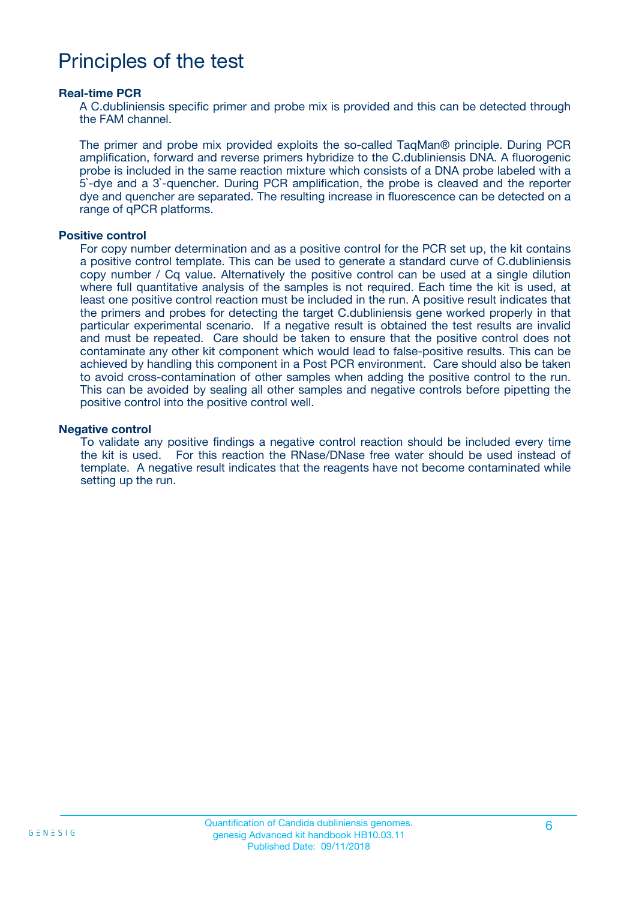# Principles of the test

### Real-time PCR

A C.dubliniensis specific primer and probe mix is provided and this can be detected through the FAM channel.

The primer and probe mix provided exploits the so-called TaqMan® principle. During PCR amplification, forward and reverse primers hybridize to the C.dubliniensis DNA. A fluorogenic probe is included in the same reaction mixture which consists of a DNA probe labeled with a 5`-dye and a 3`-quencher. During PCR amplification, the probe is cleaved and the reporter dye and quencher are separated. The resulting increase in fluorescence can be detected on a range of qPCR platforms.

### Positive control

For copy number determination and as a positive control for the PCR set up, the kit contains a positive control template. This can be used to generate a standard curve of C.dubliniensis copy number / Cq value. Alternatively the positive control can be used at a single dilution where full quantitative analysis of the samples is not required. Each time the kit is used, at least one positive control reaction must be included in the run. A positive result indicates that the primers and probes for detecting the target C.dubliniensis gene worked properly in that particular experimental scenario. If a negative result is obtained the test results are invalid and must be repeated. Care should be taken to ensure that the positive control does not contaminate any other kit component which would lead to false-positive results. This can be achieved by handling this component in a Post PCR environment. Care should also be taken to avoid cross-contamination of other samples when adding the positive control to the run. This can be avoided by sealing all other samples and negative controls before pipetting the positive control into the positive control well.

### Negative control

To validate any positive findings a negative control reaction should be included every time the kit is used. For this reaction the RNase/DNase free water should be used instead of template. A negative result indicates that the reagents have not become contaminated while setting up the run.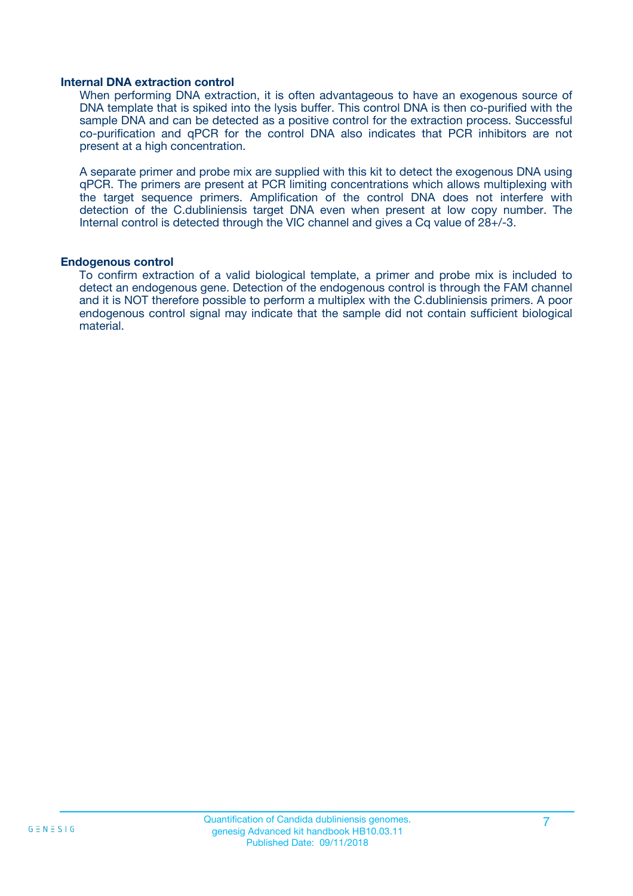### Internal DNA extraction control

When performing DNA extraction, it is often advantageous to have an exogenous source of DNA template that is spiked into the lysis buffer. This control DNA is then co-purified with the sample DNA and can be detected as a positive control for the extraction process. Successful co-purification and qPCR for the control DNA also indicates that PCR inhibitors are not present at a high concentration.

A separate primer and probe mix are supplied with this kit to detect the exogenous DNA using qPCR. The primers are present at PCR limiting concentrations which allows multiplexing with the target sequence primers. Amplification of the control DNA does not interfere with detection of the C.dubliniensis target DNA even when present at low copy number. The Internal control is detected through the VIC channel and gives a Cq value of 28+/-3.

### Endogenous control

To confirm extraction of a valid biological template, a primer and probe mix is included to detect an endogenous gene. Detection of the endogenous control is through the FAM channel and it is NOT therefore possible to perform a multiplex with the C.dubliniensis primers. A poor endogenous control signal may indicate that the sample did not contain sufficient biological material.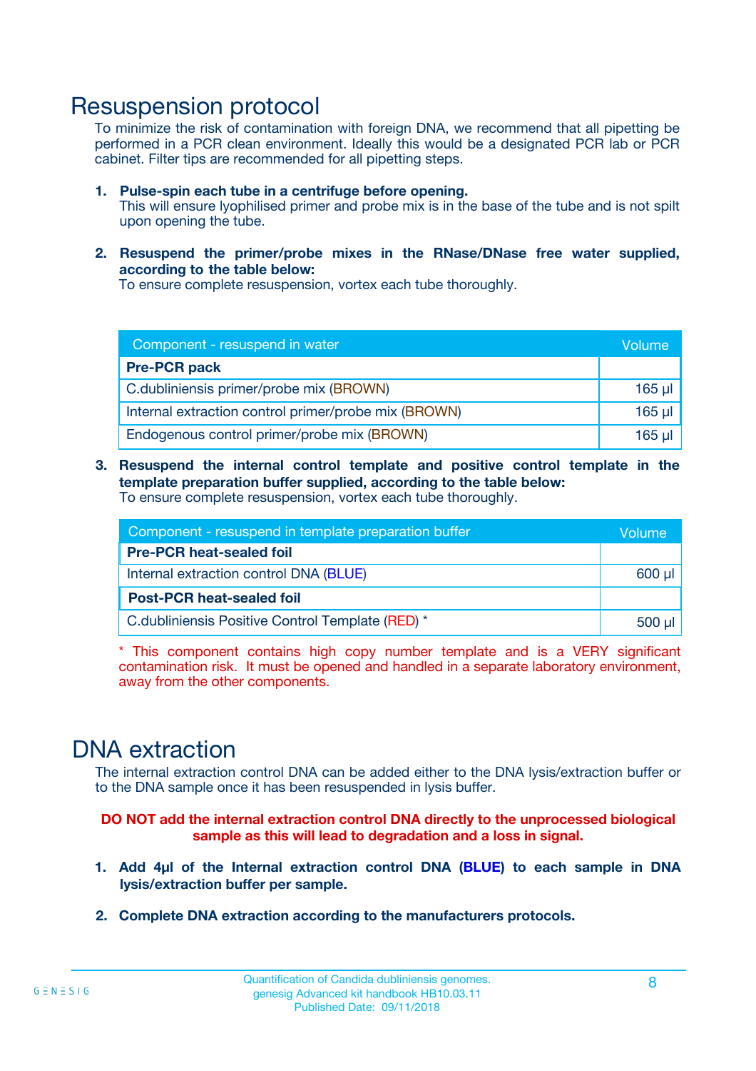# Resuspension protocol

To minimize the risk of contamination with foreign DNA, we recommend that all pipetting be performed in a PCR clean environment. Ideally this would be a designated PCR lab or PCR cabinet. Filter tips are recommended for all pipetting steps.

1. **Pulse-spin each tube in a centrifuge before opening.**
   This will ensure lyophilised primer and probe mix is in the base of the tube and is not spilt upon opening the tube.

2. **Resuspend the primer/probe mixes in the RNase/DNase free water supplied, according to the table below:**
   To ensure complete resuspension, vortex each tube thoroughly.

| Component - resuspend in water | Volume |
|---|---|
| **Pre-PCR pack** | |
| C.dubliniensis primer/probe mix (BROWN) | 165 µl |
| Internal extraction control primer/probe mix (BROWN) | 165 µl |
| Endogenous control primer/probe mix (BROWN) | 165 µl |

3. **Resuspend the internal control template and positive control template in the template preparation buffer supplied, according to the table below:**
   To ensure complete resuspension, vortex each tube thoroughly.

| Component - resuspend in template preparation buffer | Volume |
|---|---|
| **Pre-PCR heat-sealed foil** | |
| Internal extraction control DNA (BLUE) | 600 µl |
| **Post-PCR heat-sealed foil** | |
| C.dubliniensis Positive Control Template (RED) * | 500 µl |

\* This component contains high copy number template and is a VERY significant contamination risk. It must be opened and handled in a separate laboratory environment, away from the other components.

# DNA extraction

The internal extraction control DNA can be added either to the DNA lysis/extraction buffer or to the DNA sample once it has been resuspended in lysis buffer.

**DO NOT add the internal extraction control DNA directly to the unprocessed biological sample as this will lead to degradation and a loss in signal.**

1. **Add 4µl of the Internal extraction control DNA (BLUE) to each sample in DNA lysis/extraction buffer per sample.**

2. **Complete DNA extraction according to the manufacturers protocols.**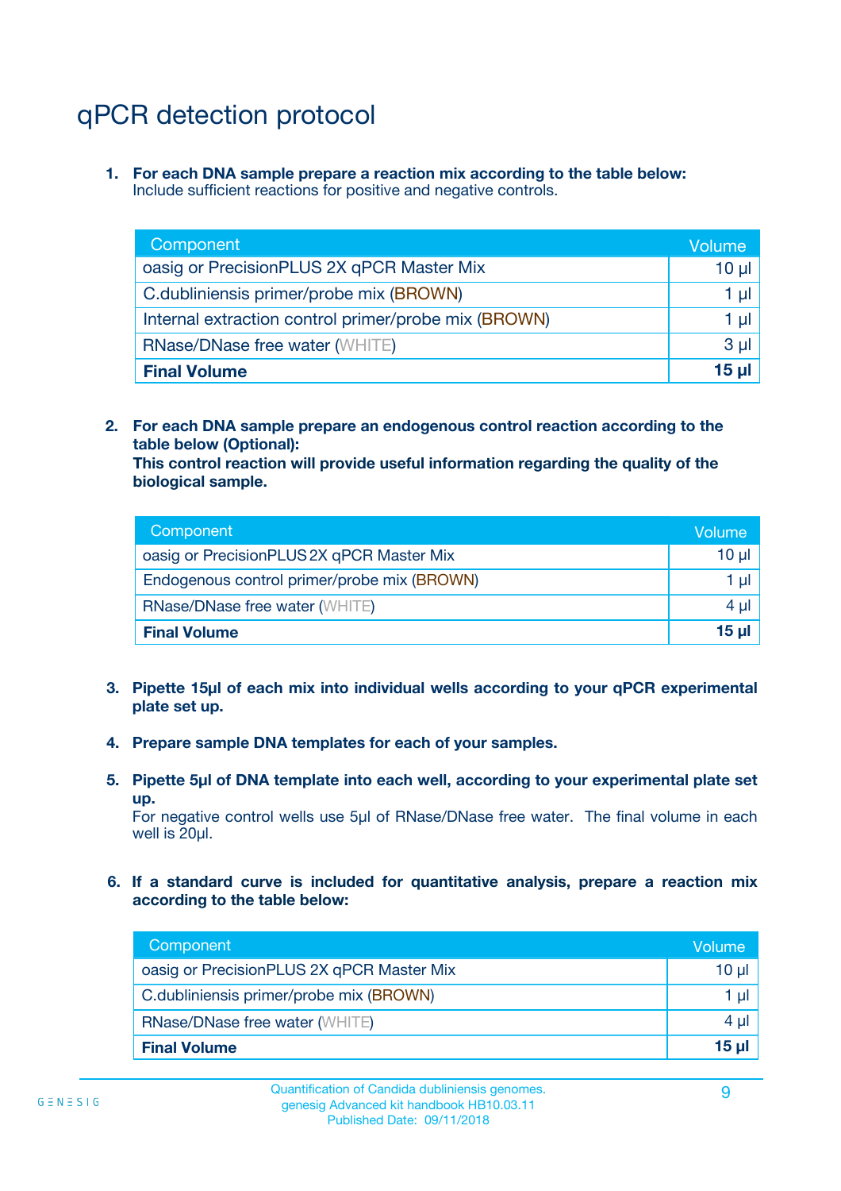# qPCR detection protocol

1. **For each DNA sample prepare a reaction mix according to the table below:**
   Include sufficient reactions for positive and negative controls.

| Component | Volume |
|---|---|
| oasig or PrecisionPLUS 2X qPCR Master Mix | 10 µl |
| C.dubliniensis primer/probe mix (BROWN) | 1 µl |
| Internal extraction control primer/probe mix (BROWN) | 1 µl |
| RNase/DNase free water (WHITE) | 3 µl |
| **Final Volume** | **15 µl** |

2. **For each DNA sample prepare an endogenous control reaction according to the table below (Optional):**
   **This control reaction will provide useful information regarding the quality of the biological sample.**

| Component | Volume |
|---|---|
| oasig or PrecisionPLUS 2X qPCR Master Mix | 10 µl |
| Endogenous control primer/probe mix (BROWN) | 1 µl |
| RNase/DNase free water (WHITE) | 4 µl |
| **Final Volume** | **15 µl** |

3. **Pipette 15µl of each mix into individual wells according to your qPCR experimental plate set up.**

4. **Prepare sample DNA templates for each of your samples.**

5. **Pipette 5µl of DNA template into each well, according to your experimental plate set up.**
   For negative control wells use 5µl of RNase/DNase free water. The final volume in each well is 20µl.

6. **If a standard curve is included for quantitative analysis, prepare a reaction mix according to the table below:**

| Component | Volume |
|---|---|
| oasig or PrecisionPLUS 2X qPCR Master Mix | 10 µl |
| C.dubliniensis primer/probe mix (BROWN) | 1 µl |
| RNase/DNase free water (WHITE) | 4 µl |
| **Final Volume** | **15 µl** |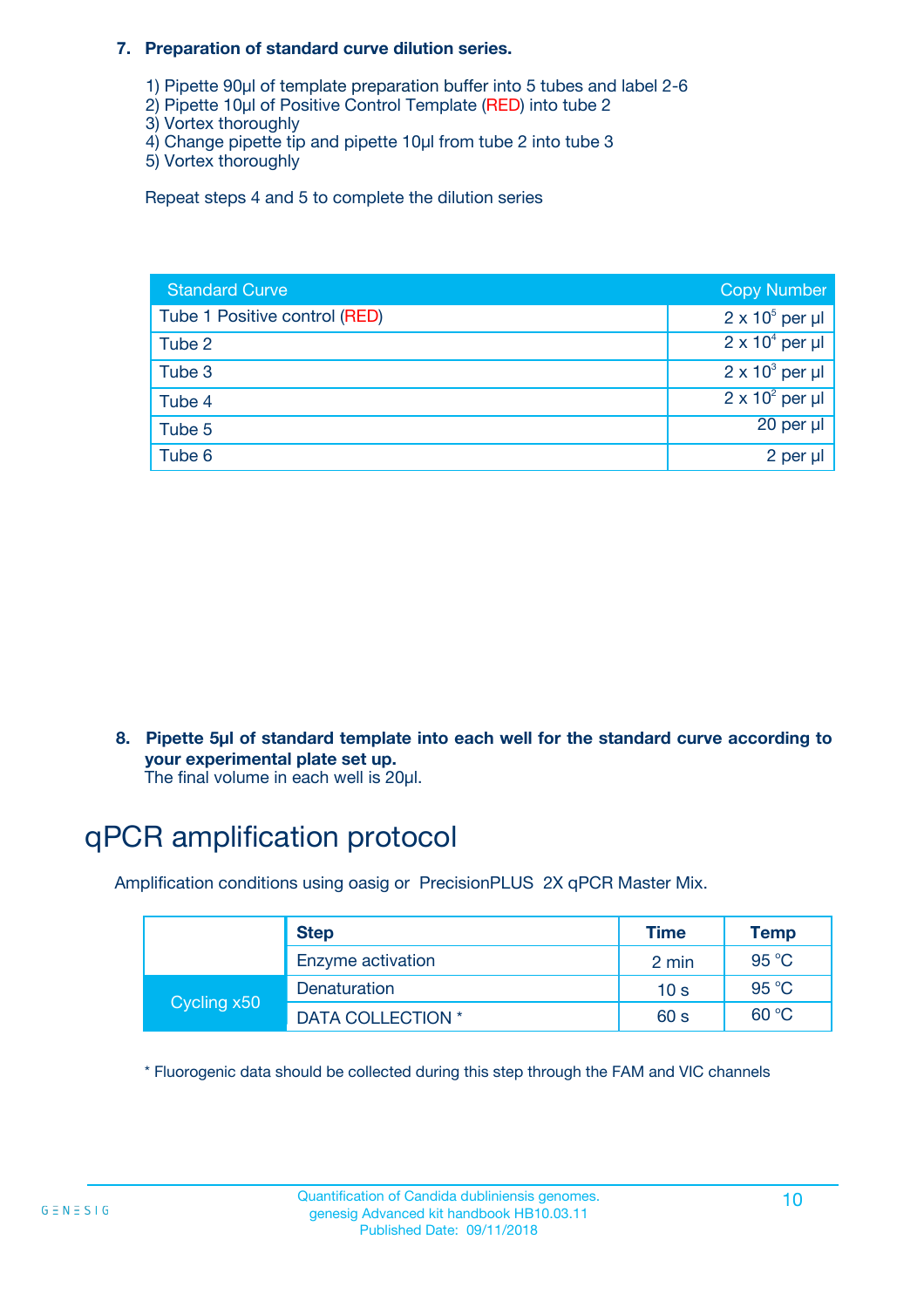**7. Preparation of standard curve dilution series.**

1) Pipette 90µl of template preparation buffer into 5 tubes and label 2-6
2) Pipette 10µl of Positive Control Template (RED) into tube 2
3) Vortex thoroughly
4) Change pipette tip and pipette 10µl from tube 2 into tube 3
5) Vortex thoroughly

Repeat steps 4 and 5 to complete the dilution series

| Standard Curve | Copy Number |
|---|---|
| Tube 1 Positive control (RED) | $2 \times 10^5$ per µl |
| Tube 2 | $2 \times 10^4$ per µl |
| Tube 3 | $2 \times 10^3$ per µl |
| Tube 4 | $2 \times 10^2$ per µl |
| Tube 5 | 20 per µl |
| Tube 6 | 2 per µl |

**8. Pipette 5µl of standard template into each well for the standard curve according to your experimental plate set up.**
The final volume in each well is 20µl.

# qPCR amplification protocol

Amplification conditions using oasig or PrecisionPLUS 2X qPCR Master Mix.

| | Step | Time | Temp |
|---|---|---|---|
| | Enzyme activation | 2 min | 95 °C |
| Cycling x50 | Denaturation | 10 s | 95 °C |
| | DATA COLLECTION * | 60 s | 60 °C |

* Fluorogenic data should be collected during this step through the FAM and VIC channels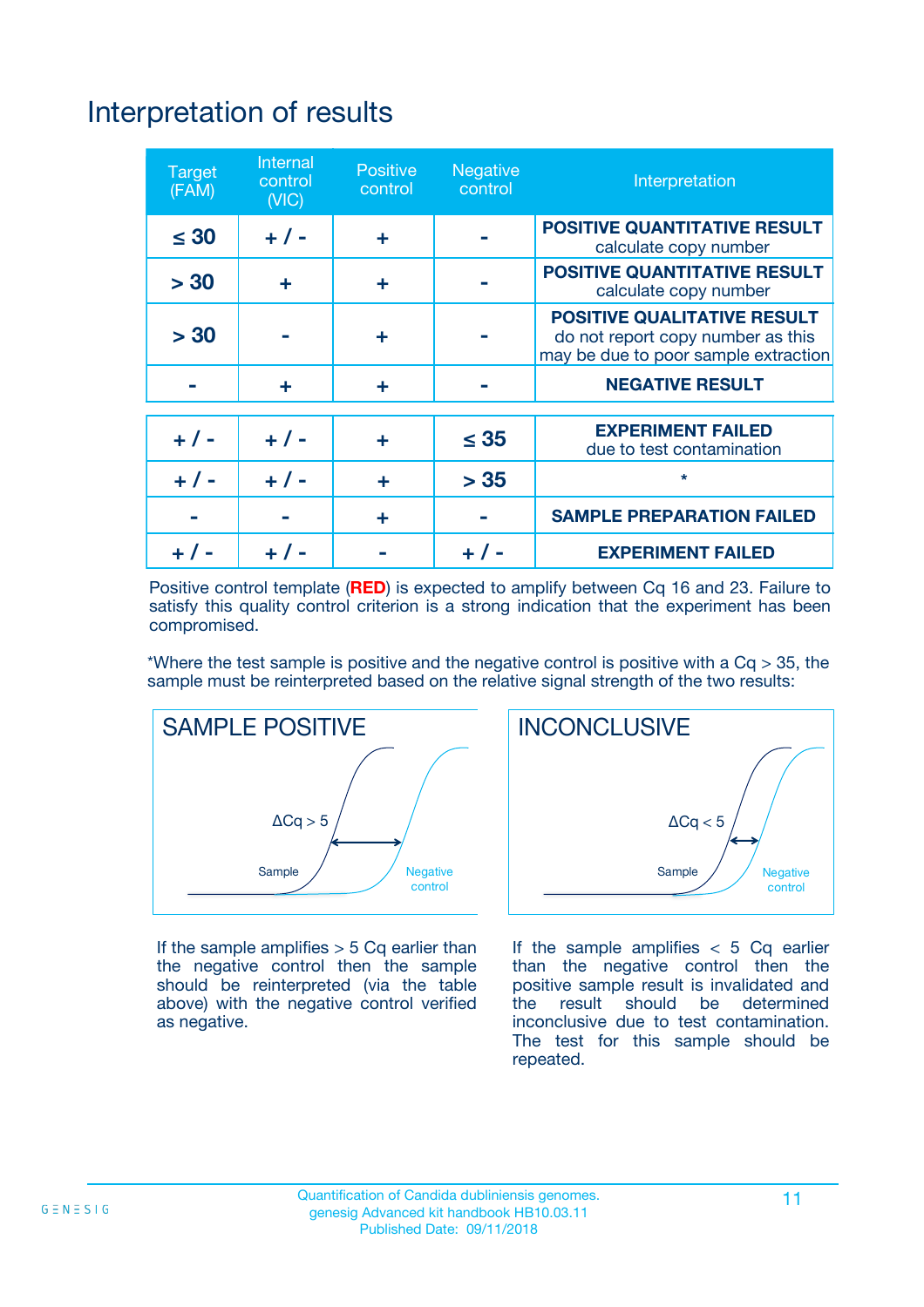# Interpretation of results

| Target (FAM) | Internal control (VIC) | Positive control | Negative control | Interpretation |
|---|---|---|---|---|
| ≤ 30 | + / - | + | - | **POSITIVE QUANTITATIVE RESULT** calculate copy number |
| > 30 | + | + | - | **POSITIVE QUANTITATIVE RESULT** calculate copy number |
| > 30 | - | + | - | **POSITIVE QUALITATIVE RESULT** do not report copy number as this may be due to poor sample extraction |
| - | + | + | - | **NEGATIVE RESULT** |
| + / - | + / - | + | ≤ 35 | **EXPERIMENT FAILED** due to test contamination |
| + / - | + / - | + | > 35 | * |
| - | - | + | - | **SAMPLE PREPARATION FAILED** |
| + / - | + / - | - | + / - | **EXPERIMENT FAILED** |

Positive control template (**RED**) is expected to amplify between Cq 16 and 23. Failure to satisfy this quality control criterion is a strong indication that the experiment has been compromised.

*Where the test sample is positive and the negative control is positive with a Cq > 35, the sample must be reinterpreted based on the relative signal strength of the two results:

**SAMPLE POSITIVE**

ΔCq > 5

Sample

Negative control

If the sample amplifies > 5 Cq earlier than the negative control then the sample should be reinterpreted (via the table above) with the negative control verified as negative.

**INCONCLUSIVE**

ΔCq < 5

Sample

Negative control

If the sample amplifies < 5 Cq earlier than the negative control then the positive sample result is invalidated and the result should be determined inconclusive due to test contamination. The test for this sample should be repeated.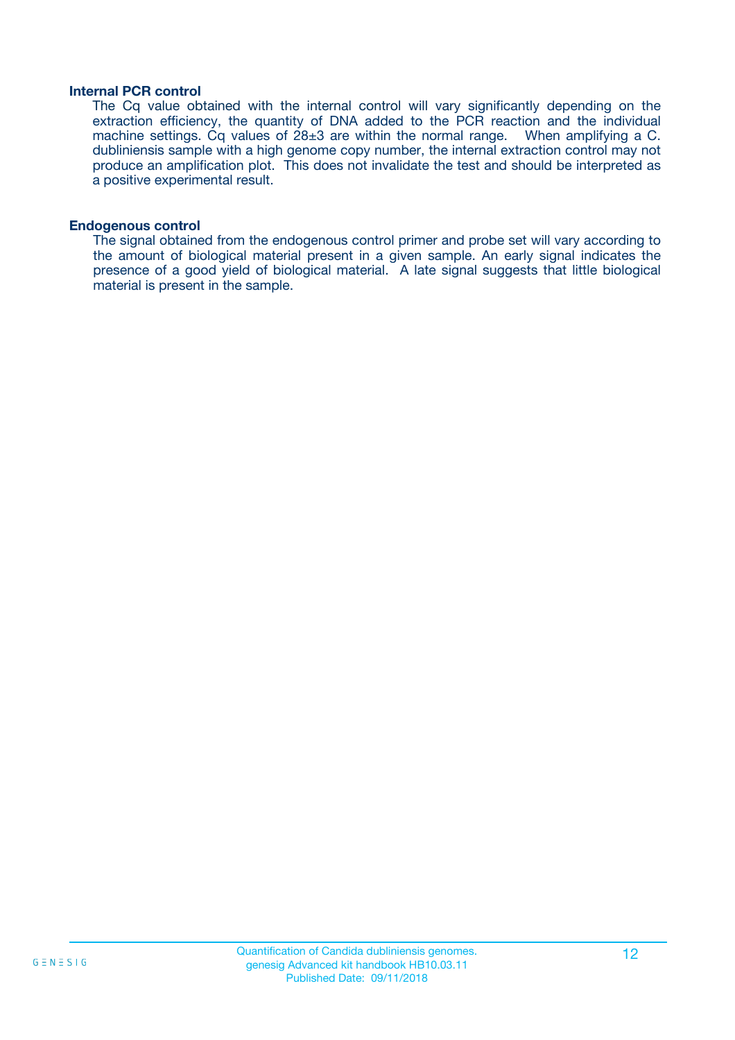**Internal PCR control**

The Cq value obtained with the internal control will vary significantly depending on the extraction efficiency, the quantity of DNA added to the PCR reaction and the individual machine settings. Cq values of 28±3 are within the normal range. When amplifying a C. dubliniensis sample with a high genome copy number, the internal extraction control may not produce an amplification plot. This does not invalidate the test and should be interpreted as a positive experimental result.

**Endogenous control**

The signal obtained from the endogenous control primer and probe set will vary according to the amount of biological material present in a given sample. An early signal indicates the presence of a good yield of biological material. A late signal suggests that little biological material is present in the sample.